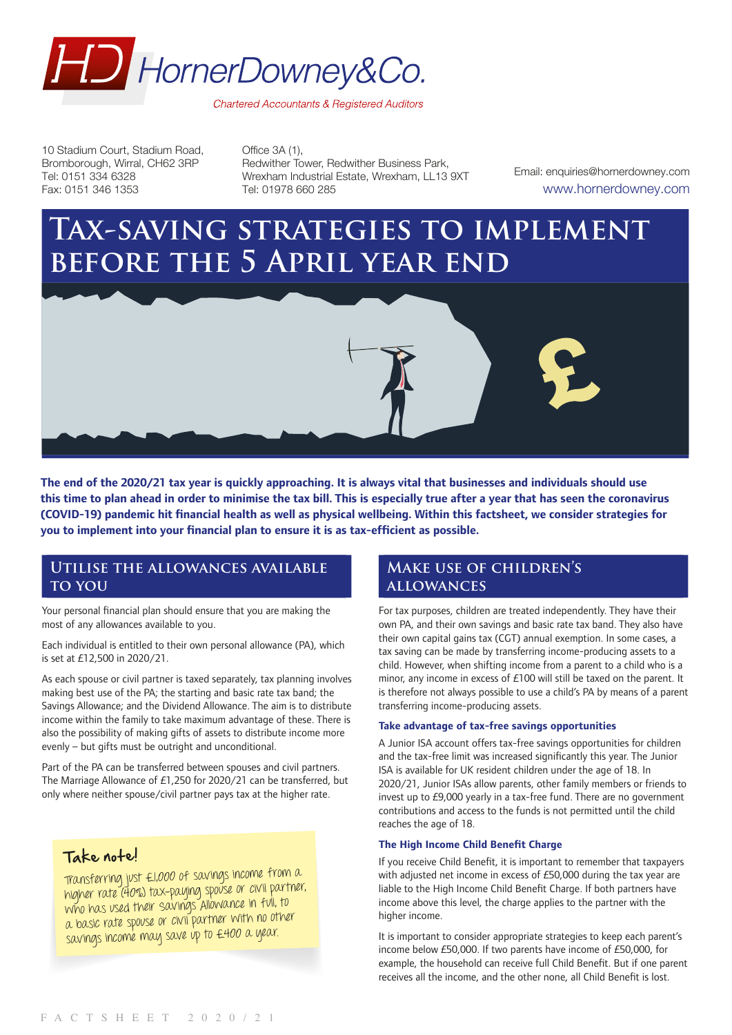# HornerDowney&Co.

Chartered Accountants & Registered Auditors

10 Stadium Court, Stadium Road,
Bromborough, Wirral, CH62 3RP
Tel: 0151 334 6328
Fax: 0151 346 1353

Office 3A (1),
Redwither Tower, Redwither Business Park,
Wrexham Industrial Estate, Wrexham, LL13 9XT
Tel: 01978 660 285

Email: enquiries@hornerdowney.com
www.hornerdowney.com

# Tax-saving strategies to implement before the 5 April year end

**The end of the 2020/21 tax year is quickly approaching. It is always vital that businesses and individuals should use this time to plan ahead in order to minimise the tax bill. This is especially true after a year that has seen the coronavirus (COVID-19) pandemic hit financial health as well as physical wellbeing. Within this factsheet, we consider strategies for you to implement into your financial plan to ensure it is as tax-efficient as possible.**

## Utilise the allowances available to you

Your personal financial plan should ensure that you are making the most of any allowances available to you.

Each individual is entitled to their own personal allowance (PA), which is set at £12,500 in 2020/21.

As each spouse or civil partner is taxed separately, tax planning involves making best use of the PA; the starting and basic rate tax band; the Savings Allowance; and the Dividend Allowance. The aim is to distribute income within the family to take maximum advantage of these. There is also the possibility of making gifts of assets to distribute income more evenly – but gifts must be outright and unconditional.

Part of the PA can be transferred between spouses and civil partners. The Marriage Allowance of £1,250 for 2020/21 can be transferred, but only where neither spouse/civil partner pays tax at the higher rate.

> **Take note!**
>
> Transferring just £1,000 of savings income from a higher rate (40%) tax-paying spouse or civil partner, who has used their Savings Allowance in full, to a basic rate spouse or civil partner with no other savings income may save up to £400 a year.

## Make use of children's allowances

For tax purposes, children are treated independently. They have their own PA, and their own savings and basic rate tax band. They also have their own capital gains tax (CGT) annual exemption. In some cases, a tax saving can be made by transferring income-producing assets to a child. However, when shifting income from a parent to a child who is a minor, any income in excess of £100 will still be taxed on the parent. It is therefore not always possible to use a child's PA by means of a parent transferring income-producing assets.

### Take advantage of tax-free savings opportunities

A Junior ISA account offers tax-free savings opportunities for children and the tax-free limit was increased significantly this year. The Junior ISA is available for UK resident children under the age of 18. In 2020/21, Junior ISAs allow parents, other family members or friends to invest up to £9,000 yearly in a tax-free fund. There are no government contributions and access to the funds is not permitted until the child reaches the age of 18.

### The High Income Child Benefit Charge

If you receive Child Benefit, it is important to remember that taxpayers with adjusted net income in excess of £50,000 during the tax year are liable to the High Income Child Benefit Charge. If both partners have income above this level, the charge applies to the partner with the higher income.

It is important to consider appropriate strategies to keep each parent's income below £50,000. If two parents have income of £50,000, for example, the household can receive full Child Benefit. But if one parent receives all the income, and the other none, all Child Benefit is lost.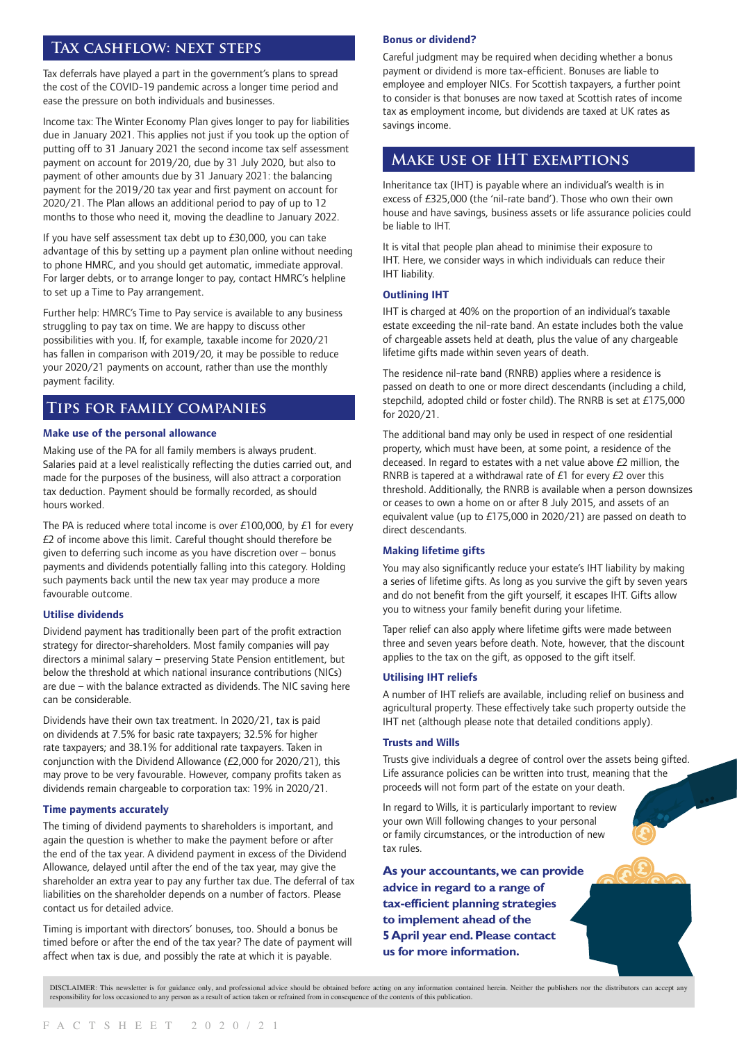## Tax cashflow: next steps

Tax deferrals have played a part in the government's plans to spread the cost of the COVID-19 pandemic across a longer time period and ease the pressure on both individuals and businesses.

Income tax: The Winter Economy Plan gives longer to pay for liabilities due in January 2021. This applies not just if you took up the option of putting off to 31 January 2021 the second income tax self assessment payment on account for 2019/20, due by 31 July 2020, but also to payment of other amounts due by 31 January 2021: the balancing payment for the 2019/20 tax year and first payment on account for 2020/21. The Plan allows an additional period to pay of up to 12 months to those who need it, moving the deadline to January 2022.

If you have self assessment tax debt up to £30,000, you can take advantage of this by setting up a payment plan online without needing to phone HMRC, and you should get automatic, immediate approval. For larger debts, or to arrange longer to pay, contact HMRC's helpline to set up a Time to Pay arrangement.

Further help: HMRC's Time to Pay service is available to any business struggling to pay tax on time. We are happy to discuss other possibilities with you. If, for example, taxable income for 2020/21 has fallen in comparison with 2019/20, it may be possible to reduce your 2020/21 payments on account, rather than use the monthly payment facility.

## Tips for family companies

### Make use of the personal allowance

Making use of the PA for all family members is always prudent. Salaries paid at a level realistically reflecting the duties carried out, and made for the purposes of the business, will also attract a corporation tax deduction. Payment should be formally recorded, as should hours worked.

The PA is reduced where total income is over £100,000, by £1 for every £2 of income above this limit. Careful thought should therefore be given to deferring such income as you have discretion over – bonus payments and dividends potentially falling into this category. Holding such payments back until the new tax year may produce a more favourable outcome.

### Utilise dividends

Dividend payment has traditionally been part of the profit extraction strategy for director-shareholders. Most family companies will pay directors a minimal salary – preserving State Pension entitlement, but below the threshold at which national insurance contributions (NICs) are due – with the balance extracted as dividends. The NIC saving here can be considerable.

Dividends have their own tax treatment. In 2020/21, tax is paid on dividends at 7.5% for basic rate taxpayers; 32.5% for higher rate taxpayers; and 38.1% for additional rate taxpayers. Taken in conjunction with the Dividend Allowance (£2,000 for 2020/21), this may prove to be very favourable. However, company profits taken as dividends remain chargeable to corporation tax: 19% in 2020/21.

### Time payments accurately

The timing of dividend payments to shareholders is important, and again the question is whether to make the payment before or after the end of the tax year. A dividend payment in excess of the Dividend Allowance, delayed until after the end of the tax year, may give the shareholder an extra year to pay any further tax due. The deferral of tax liabilities on the shareholder depends on a number of factors. Please contact us for detailed advice.

Timing is important with directors' bonuses, too. Should a bonus be timed before or after the end of the tax year? The date of payment will affect when tax is due, and possibly the rate at which it is payable.

### Bonus or dividend?

Careful judgment may be required when deciding whether a bonus payment or dividend is more tax-efficient. Bonuses are liable to employee and employer NICs. For Scottish taxpayers, a further point to consider is that bonuses are now taxed at Scottish rates of income tax as employment income, but dividends are taxed at UK rates as savings income.

## Make use of IHT exemptions

Inheritance tax (IHT) is payable where an individual's wealth is in excess of £325,000 (the 'nil-rate band'). Those who own their own house and have savings, business assets or life assurance policies could be liable to IHT.

It is vital that people plan ahead to minimise their exposure to IHT. Here, we consider ways in which individuals can reduce their IHT liability.

### Outlining IHT

IHT is charged at 40% on the proportion of an individual's taxable estate exceeding the nil-rate band. An estate includes both the value of chargeable assets held at death, plus the value of any chargeable lifetime gifts made within seven years of death.

The residence nil-rate band (RNRB) applies where a residence is passed on death to one or more direct descendants (including a child, stepchild, adopted child or foster child). The RNRB is set at £175,000 for 2020/21.

The additional band may only be used in respect of one residential property, which must have been, at some point, a residence of the deceased. In regard to estates with a net value above £2 million, the RNRB is tapered at a withdrawal rate of £1 for every £2 over this threshold. Additionally, the RNRB is available when a person downsizes or ceases to own a home on or after 8 July 2015, and assets of an equivalent value (up to £175,000 in 2020/21) are passed on death to direct descendants.

### Making lifetime gifts

You may also significantly reduce your estate's IHT liability by making a series of lifetime gifts. As long as you survive the gift by seven years and do not benefit from the gift yourself, it escapes IHT. Gifts allow you to witness your family benefit during your lifetime.

Taper relief can also apply where lifetime gifts were made between three and seven years before death. Note, however, that the discount applies to the tax on the gift, as opposed to the gift itself.

### Utilising IHT reliefs

A number of IHT reliefs are available, including relief on business and agricultural property. These effectively take such property outside the IHT net (although please note that detailed conditions apply).

### Trusts and Wills

Trusts give individuals a degree of control over the assets being gifted. Life assurance policies can be written into trust, meaning that the proceeds will not form part of the estate on your death.

In regard to Wills, it is particularly important to review your own Will following changes to your personal or family circumstances, or the introduction of new tax rules.

**As your accountants, we can provide advice in regard to a range of tax-efficient planning strategies to implement ahead of the 5 April year end. Please contact us for more information.**

DISCLAIMER: This newsletter is for guidance only, and professional advice should be obtained before acting on any information contained herein. Neither the publishers nor the distributors can accept any responsibility for loss occasioned to any person as a result of action taken or refrained from in consequence of the contents of this publication.